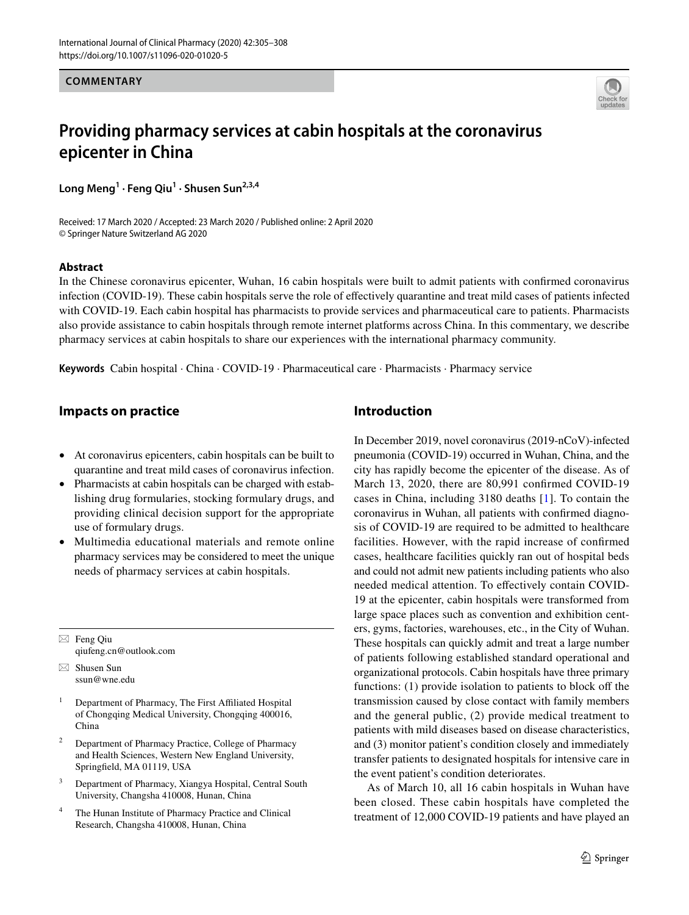COMMENTARY

# Providing pharmacy services at cabin hospitals at the coronavirus epicenter in China

**Long Meng**[1] · **Feng Qiu**[1] · **Shusen Sun**[2,3,4]

Received: 17 March 2020 / Accepted: 23 March 2020 / Published online: 2 April 2020
© Springer Nature Switzerland AG 2020

### Abstract

In the Chinese coronavirus epicenter, Wuhan, 16 cabin hospitals were built to admit patients with confirmed coronavirus infection (COVID-19). These cabin hospitals serve the role of effectively quarantine and treat mild cases of patients infected with COVID-19. Each cabin hospital has pharmacists to provide services and pharmaceutical care to patients. Pharmacists also provide assistance to cabin hospitals through remote internet platforms across China. In this commentary, we describe pharmacy services at cabin hospitals to share our experiences with the international pharmacy community.

**Keywords** Cabin hospital · China · COVID-19 · Pharmaceutical care · Pharmacists · Pharmacy service

## Impacts on practice

- At coronavirus epicenters, cabin hospitals can be built to quarantine and treat mild cases of coronavirus infection.
- Pharmacists at cabin hospitals can be charged with establishing drug formularies, stocking formulary drugs, and providing clinical decision support for the appropriate use of formulary drugs.
- Multimedia educational materials and remote online pharmacy services may be considered to meet the unique needs of pharmacy services at cabin hospitals.

✉ Feng Qiu
qiufeng.cn@outlook.com

✉ Shusen Sun
ssun@wne.edu

[1] Department of Pharmacy, The First Affiliated Hospital of Chongqing Medical University, Chongqing 400016, China

[2] Department of Pharmacy Practice, College of Pharmacy and Health Sciences, Western New England University, Springfield, MA 01119, USA

[3] Department of Pharmacy, Xiangya Hospital, Central South University, Changsha 410008, Hunan, China

[4] The Hunan Institute of Pharmacy Practice and Clinical Research, Changsha 410008, Hunan, China

## Introduction

In December 2019, novel coronavirus (2019-nCoV)-infected pneumonia (COVID-19) occurred in Wuhan, China, and the city has rapidly become the epicenter of the disease. As of March 13, 2020, there are 80,991 confirmed COVID-19 cases in China, including 3180 deaths [1]. To contain the coronavirus in Wuhan, all patients with confirmed diagnosis of COVID-19 are required to be admitted to healthcare facilities. However, with the rapid increase of confirmed cases, healthcare facilities quickly ran out of hospital beds and could not admit new patients including patients who also needed medical attention. To effectively contain COVID-19 at the epicenter, cabin hospitals were transformed from large space places such as convention and exhibition centers, gyms, factories, warehouses, etc., in the City of Wuhan. These hospitals can quickly admit and treat a large number of patients following established standard operational and organizational protocols. Cabin hospitals have three primary functions: (1) provide isolation to patients to block off the transmission caused by close contact with family members and the general public, (2) provide medical treatment to patients with mild diseases based on disease characteristics, and (3) monitor patient's condition closely and immediately transfer patients to designated hospitals for intensive care in the event patient's condition deteriorates.

As of March 10, all 16 cabin hospitals in Wuhan have been closed. These cabin hospitals have completed the treatment of 12,000 COVID-19 patients and have played an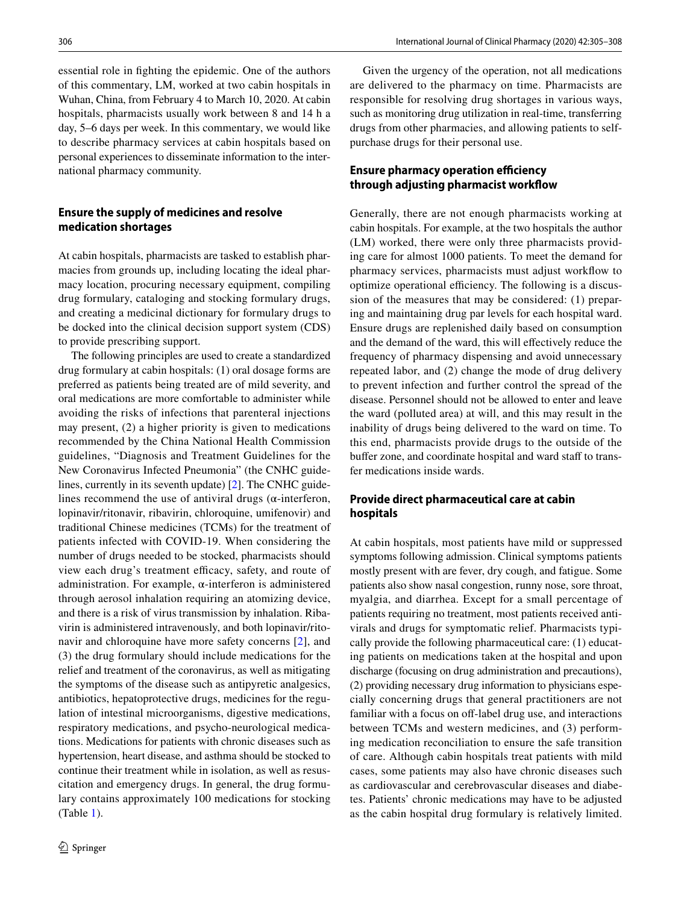essential role in fighting the epidemic. One of the authors of this commentary, LM, worked at two cabin hospitals in Wuhan, China, from February 4 to March 10, 2020. At cabin hospitals, pharmacists usually work between 8 and 14 h a day, 5–6 days per week. In this commentary, we would like to describe pharmacy services at cabin hospitals based on personal experiences to disseminate information to the international pharmacy community.

## Ensure the supply of medicines and resolve medication shortages

At cabin hospitals, pharmacists are tasked to establish pharmacies from grounds up, including locating the ideal pharmacy location, procuring necessary equipment, compiling drug formulary, cataloging and stocking formulary drugs, and creating a medicinal dictionary for formulary drugs to be docked into the clinical decision support system (CDS) to provide prescribing support.

The following principles are used to create a standardized drug formulary at cabin hospitals: (1) oral dosage forms are preferred as patients being treated are of mild severity, and oral medications are more comfortable to administer while avoiding the risks of infections that parenteral injections may present, (2) a higher priority is given to medications recommended by the China National Health Commission guidelines, "Diagnosis and Treatment Guidelines for the New Coronavirus Infected Pneumonia" (the CNHC guidelines, currently in its seventh update) [2]. The CNHC guidelines recommend the use of antiviral drugs (α-interferon, lopinavir/ritonavir, ribavirin, chloroquine, umifenovir) and traditional Chinese medicines (TCMs) for the treatment of patients infected with COVID-19. When considering the number of drugs needed to be stocked, pharmacists should view each drug's treatment efficacy, safety, and route of administration. For example, α-interferon is administered through aerosol inhalation requiring an atomizing device, and there is a risk of virus transmission by inhalation. Ribavirin is administered intravenously, and both lopinavir/ritonavir and chloroquine have more safety concerns [2], and (3) the drug formulary should include medications for the relief and treatment of the coronavirus, as well as mitigating the symptoms of the disease such as antipyretic analgesics, antibiotics, hepatoprotective drugs, medicines for the regulation of intestinal microorganisms, digestive medications, respiratory medications, and psycho-neurological medications. Medications for patients with chronic diseases such as hypertension, heart disease, and asthma should be stocked to continue their treatment while in isolation, as well as resuscitation and emergency drugs. In general, the drug formulary contains approximately 100 medications for stocking (Table 1).

Given the urgency of the operation, not all medications are delivered to the pharmacy on time. Pharmacists are responsible for resolving drug shortages in various ways, such as monitoring drug utilization in real-time, transferring drugs from other pharmacies, and allowing patients to self-purchase drugs for their personal use.

## Ensure pharmacy operation efficiency through adjusting pharmacist workflow

Generally, there are not enough pharmacists working at cabin hospitals. For example, at the two hospitals the author (LM) worked, there were only three pharmacists providing care for almost 1000 patients. To meet the demand for pharmacy services, pharmacists must adjust workflow to optimize operational efficiency. The following is a discussion of the measures that may be considered: (1) preparing and maintaining drug par levels for each hospital ward. Ensure drugs are replenished daily based on consumption and the demand of the ward, this will effectively reduce the frequency of pharmacy dispensing and avoid unnecessary repeated labor, and (2) change the mode of drug delivery to prevent infection and further control the spread of the disease. Personnel should not be allowed to enter and leave the ward (polluted area) at will, and this may result in the inability of drugs being delivered to the ward on time. To this end, pharmacists provide drugs to the outside of the buffer zone, and coordinate hospital and ward staff to transfer medications inside wards.

## Provide direct pharmaceutical care at cabin hospitals

At cabin hospitals, most patients have mild or suppressed symptoms following admission. Clinical symptoms patients mostly present with are fever, dry cough, and fatigue. Some patients also show nasal congestion, runny nose, sore throat, myalgia, and diarrhea. Except for a small percentage of patients requiring no treatment, most patients received antivirals and drugs for symptomatic relief. Pharmacists typically provide the following pharmaceutical care: (1) educating patients on medications taken at the hospital and upon discharge (focusing on drug administration and precautions), (2) providing necessary drug information to physicians especially concerning drugs that general practitioners are not familiar with a focus on off-label drug use, and interactions between TCMs and western medicines, and (3) performing medication reconciliation to ensure the safe transition of care. Although cabin hospitals treat patients with mild cases, some patients may also have chronic diseases such as cardiovascular and cerebrovascular diseases and diabetes. Patients' chronic medications may have to be adjusted as the cabin hospital drug formulary is relatively limited.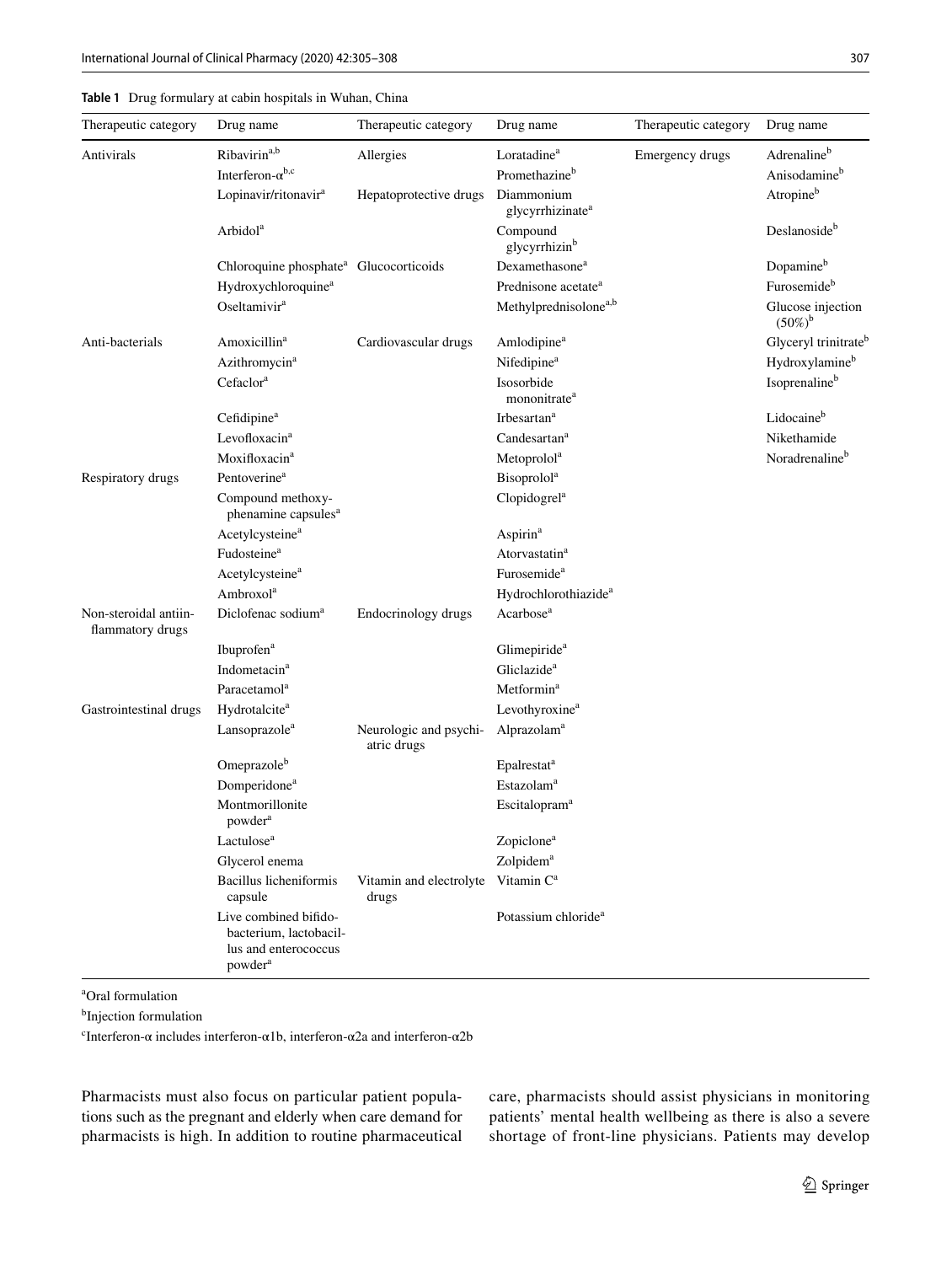**Table 1** Drug formulary at cabin hospitals in Wuhan, China

| Therapeutic category | Drug name | Therapeutic category | Drug name | Therapeutic category | Drug name |
|---|---|---|---|---|---|
| Antivirals | Ribavirin[a,b] | Allergies | Loratadine[a] | Emergency drugs | Adrenaline[b] |
| | Interferon-α[b,c] | | Promethazine[b] | | Anisodamine[b] |
| | Lopinavir/ritonavir[a] | Hepatoprotective drugs | Diammonium glycyrrhizinate[a] | | Atropine[b] |
| | Arbidol[a] | | Compound glycyrrhizin[b] | | Deslanoside[b] |
| | Chloroquine phosphate[a] | Glucocorticoids | Dexamethasone[a] | | Dopamine[b] |
| | Hydroxychloroquine[a] | | Prednisone acetate[a] | | Furosemide[b] |
| | Oseltamivir[a] | | Methylprednisolone[a,b] | | Glucose injection (50%)[b] |
| Anti-bacterials | Amoxicillin[a] | Cardiovascular drugs | Amlodipine[a] | | Glyceryl trinitrate[b] |
| | Azithromycin[a] | | Nifedipine[a] | | Hydroxylamine[b] |
| | Cefaclor[a] | | Isosorbide mononitrate[a] | | Isoprenaline[b] |
| | Cefidipine[a] | | Irbesartan[a] | | Lidocaine[b] |
| | Levofloxacin[a] | | Candesartan[a] | | Nikethamide |
| | Moxifloxacin[a] | | Metoprolol[a] | | Noradrenaline[b] |
| Respiratory drugs | Pentoverine[a] | | Bisoprolol[a] | | |
| | Compound methoxy-phenamine capsules[a] | | Clopidogrel[a] | | |
| | Acetylcysteine[a] | | Aspirin[a] | | |
| | Fudosteine[a] | | Atorvastatin[a] | | |
| | Acetylcysteine[a] | | Furosemide[a] | | |
| | Ambroxol[a] | | Hydrochlorothiazide[a] | | |
| Non-steroidal antiinflammatory drugs | Diclofenac sodium[a] | Endocrinology drugs | Acarbose[a] | | |
| | Ibuprofen[a] | | Glimepiride[a] | | |
| | Indometacin[a] | | Gliclazide[a] | | |
| | Paracetamol[a] | | Metformin[a] | | |
| Gastrointestinal drugs | Hydrotalcite[a] | | Levothyroxine[a] | | |
| | Lansoprazole[a] | Neurologic and psychiatric drugs | Alprazolam[a] | | |
| | Omeprazole[b] | | Epalrestat[a] | | |
| | Domperidone[a] | | Estazolam[a] | | |
| | Montmorillonite powder[a] | | Escitalopram[a] | | |
| | Lactulose[a] | | Zopiclone[a] | | |
| | Glycerol enema | | Zolpidem[a] | | |
| | Bacillus licheniformis capsule | Vitamin and electrolyte drugs | Vitamin C[a] | | |
| | Live combined bifidobacterium, lactobacillus and enterococcus powder[a] | | Potassium chloride[a] | | |

[a]Oral formulation

[b]Injection formulation

[c]Interferon-α includes interferon-α1b, interferon-α2a and interferon-α2b

Pharmacists must also focus on particular patient populations such as the pregnant and elderly when care demand for pharmacists is high. In addition to routine pharmaceutical care, pharmacists should assist physicians in monitoring patients' mental health wellbeing as there is also a severe shortage of front-line physicians. Patients may develop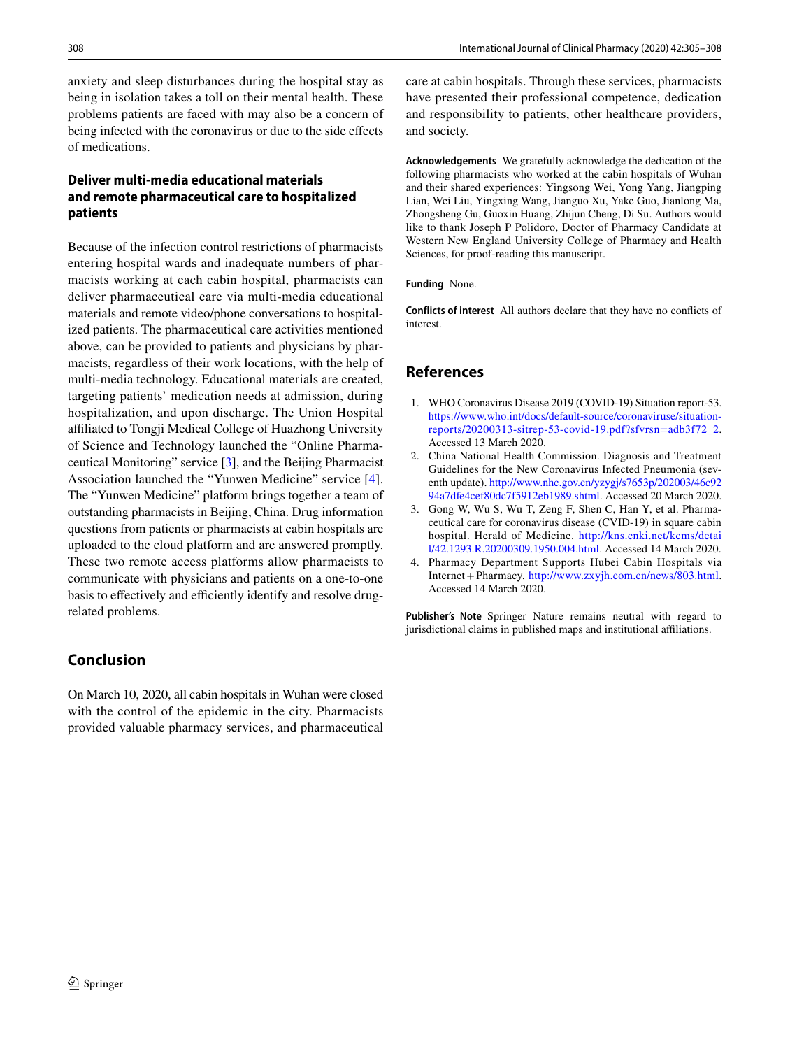anxiety and sleep disturbances during the hospital stay as being in isolation takes a toll on their mental health. These problems patients are faced with may also be a concern of being infected with the coronavirus or due to the side effects of medications.

### Deliver multi-media educational materials and remote pharmaceutical care to hospitalized patients

Because of the infection control restrictions of pharmacists entering hospital wards and inadequate numbers of pharmacists working at each cabin hospital, pharmacists can deliver pharmaceutical care via multi-media educational materials and remote video/phone conversations to hospitalized patients. The pharmaceutical care activities mentioned above, can be provided to patients and physicians by pharmacists, regardless of their work locations, with the help of multi-media technology. Educational materials are created, targeting patients' medication needs at admission, during hospitalization, and upon discharge. The Union Hospital affiliated to Tongji Medical College of Huazhong University of Science and Technology launched the "Online Pharmaceutical Monitoring" service [3], and the Beijing Pharmacist Association launched the "Yunwen Medicine" service [4]. The "Yunwen Medicine" platform brings together a team of outstanding pharmacists in Beijing, China. Drug information questions from patients or pharmacists at cabin hospitals are uploaded to the cloud platform and are answered promptly. These two remote access platforms allow pharmacists to communicate with physicians and patients on a one-to-one basis to effectively and efficiently identify and resolve drug-related problems.

## Conclusion

On March 10, 2020, all cabin hospitals in Wuhan were closed with the control of the epidemic in the city. Pharmacists provided valuable pharmacy services, and pharmaceutical care at cabin hospitals. Through these services, pharmacists have presented their professional competence, dedication and responsibility to patients, other healthcare providers, and society.

**Acknowledgements** We gratefully acknowledge the dedication of the following pharmacists who worked at the cabin hospitals of Wuhan and their shared experiences: Yingsong Wei, Yong Yang, Jiangping Lian, Wei Liu, Yingxing Wang, Jianguo Xu, Yake Guo, Jianlong Ma, Zhongsheng Gu, Guoxin Huang, Zhijun Cheng, Di Su. Authors would like to thank Joseph P Polidoro, Doctor of Pharmacy Candidate at Western New England University College of Pharmacy and Health Sciences, for proof-reading this manuscript.

**Funding** None.

**Conflicts of interest** All authors declare that they have no conflicts of interest.

## References

1. WHO Coronavirus Disease 2019 (COVID-19) Situation report-53. https://www.who.int/docs/default-source/coronaviruse/situation-reports/20200313-sitrep-53-covid-19.pdf?sfvrsn=adb3f72_2. Accessed 13 March 2020.
2. China National Health Commission. Diagnosis and Treatment Guidelines for the New Coronavirus Infected Pneumonia (seventh update). http://www.nhc.gov.cn/yzygj/s7653p/202003/46c9294a7dfe4cef80dc7f5912eb1989.shtml. Accessed 20 March 2020.
3. Gong W, Wu S, Wu T, Zeng F, Shen C, Han Y, et al. Pharmaceutical care for coronavirus disease (CVID-19) in square cabin hospital. Herald of Medicine. http://kns.cnki.net/kcms/detail/42.1293.R.20200309.1950.004.html. Accessed 14 March 2020.
4. Pharmacy Department Supports Hubei Cabin Hospitals via Internet + Pharmacy. http://www.zxyjh.com.cn/news/803.html. Accessed 14 March 2020.

**Publisher's Note** Springer Nature remains neutral with regard to jurisdictional claims in published maps and institutional affiliations.